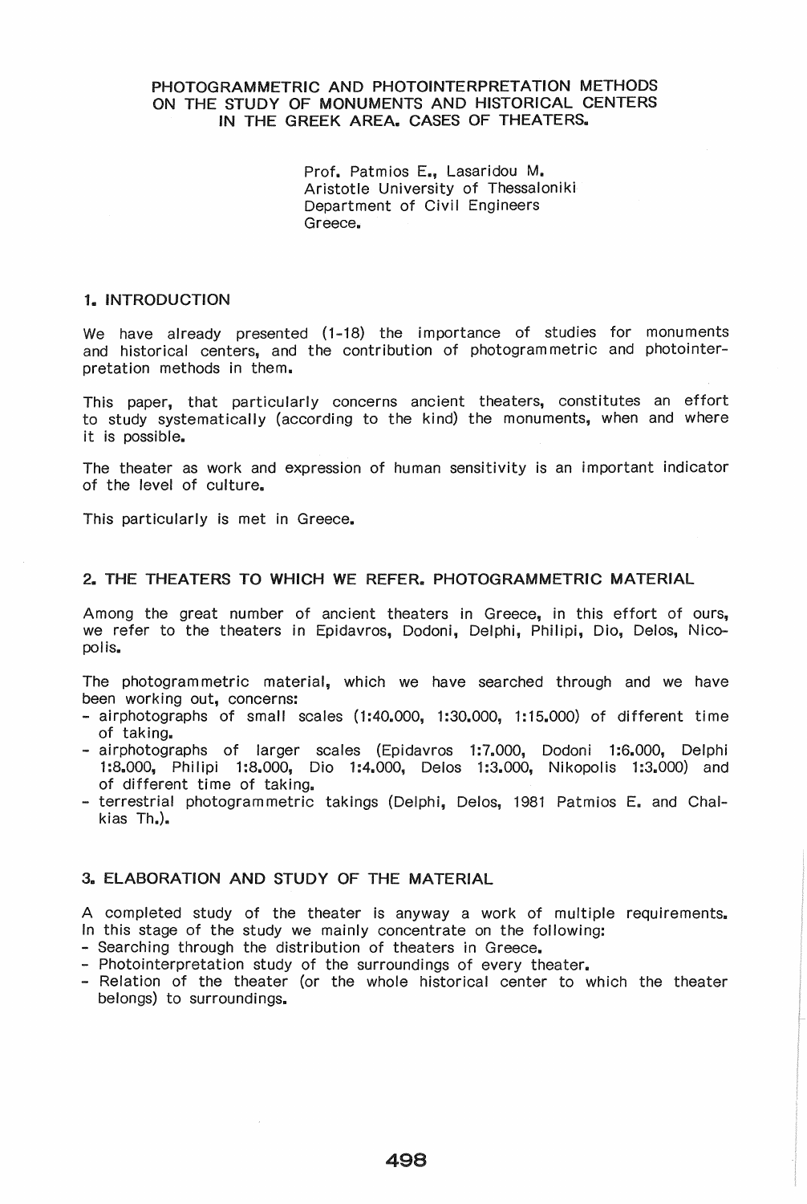# PHOTOGRAMMETRIC AND PHOTOINTERPRETATION METHODS ON THE STUDY OF MONUMENTS AND HISTORICAL CENTERS IN THE GREEK AREA. CASES OF THEATERS.

Prof. Patmios E., Lasaridou M.
Aristotle University of Thessaloniki
Department of Civil Engineers
Greece.

## 1. INTRODUCTION

We have already presented (1-18) the importance of studies for monuments and historical centers, and the contribution of photogrammetric and photointerpretation methods in them.

This paper, that particularly concerns ancient theaters, constitutes an effort to study systematically (according to the kind) the monuments, when and where it is possible.

The theater as work and expression of human sensitivity is an important indicator of the level of culture.

This particularly is met in Greece.

## 2. THE THEATERS TO WHICH WE REFER. PHOTOGRAMMETRIC MATERIAL

Among the great number of ancient theaters in Greece, in this effort of ours, we refer to the theaters in Epidavros, Dodoni, Delphi, Philipi, Dio, Delos, Nicopolis.

The photogrammetric material, which we have searched through and we have been working out, concerns:

- airphotographs of small scales (1:40.000, 1:30.000, 1:15.000) of different time of taking.
- airphotographs of larger scales (Epidavros 1:7.000, Dodoni 1:6.000, Delphi 1:8.000, Philipi 1:8.000, Dio 1:4.000, Delos 1:3.000, Nikopolis 1:3.000) and of different time of taking.
- terrestrial photogrammetric takings (Delphi, Delos, 1981 Patmios E. and Chalkias Th.).

## 3. ELABORATION AND STUDY OF THE MATERIAL

A completed study of the theater is anyway a work of multiple requirements. In this stage of the study we mainly concentrate on the following:

- Searching through the distribution of theaters in Greece.
- Photointerpretation study of the surroundings of every theater.
- Relation of the theater (or the whole historical center to which the theater belongs) to surroundings.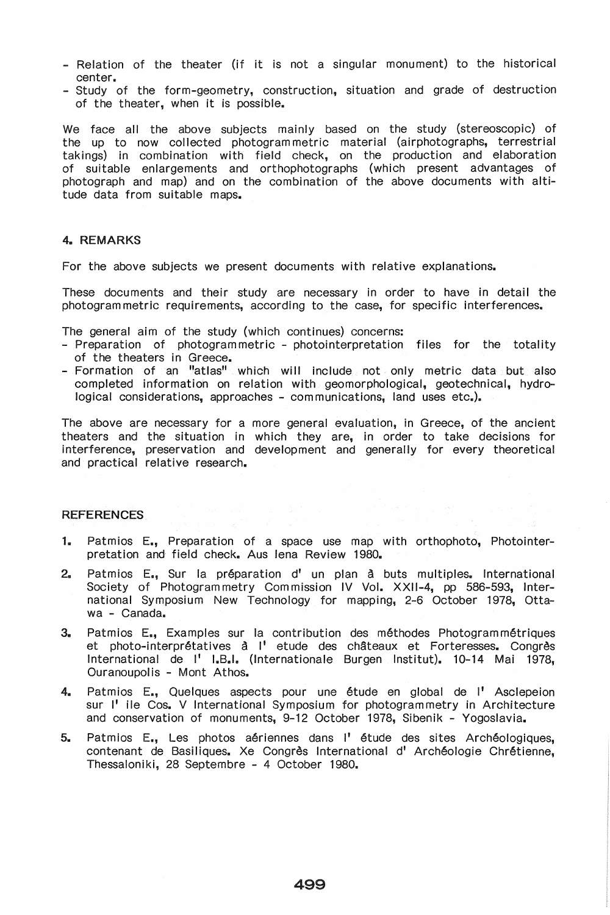- Relation of the theater (if it is not a singular monument) to the historical center.
- Study of the form-geometry, construction, situation and grade of destruction of the theater, when it is possible.

We face all the above subjects mainly based on the study (stereoscopic) of the up to now collected photogrammetric material (airphotographs, terrestrial takings) in combination with field check, on the production and elaboration of suitable enlargements and orthophotographs (which present advantages of photograph and map) and on the combination of the above documents with altitude data from suitable maps.

## 4. REMARKS

For the above subjects we present documents with relative explanations.

These documents and their study are necessary in order to have in detail the photogrammetric requirements, according to the case, for specific interferences.

The general aim of the study (which continues) concerns:
- Preparation of photogrammetric - photointerpretation files for the totality of the theaters in Greece.
- Formation of an "atlas" which will include not only metric data but also completed information on relation with geomorphological, geotechnical, hydrological considerations, approaches - communications, land uses etc.).

The above are necessary for a more general evaluation, in Greece, of the ancient theaters and the situation in which they are, in order to take decisions for interference, preservation and development and generally for every theoretical and practical relative research.

## REFERENCES

1. Patmios E., Preparation of a space use map with orthophoto, Photointerpretation and field check. Aus Iena Review 1980.
2. Patmios E., Sur la préparation d' un plan à buts multiples. International Society of Photogrammetry Commission IV Vol. XXII-4, pp 586-593, International Symposium New Technology for mapping, 2-6 October 1978, Ottawa - Canada.
3. Patmios E., Examples sur la contribution des méthodes Photogrammétriques et photo-interprétatives à l' etude des châteaux et Forteresses. Congrès International de l' I.B.I. (Internationale Burgen Institut). 10-14 Mai 1978, Ouranoupolis - Mont Athos.
4. Patmios E., Quelques aspects pour une étude en global de l' Asclepeion sur l' ile Cos. V International Symposium for photogrammetry in Architecture and conservation of monuments, 9-12 October 1978, Sibenik - Yogoslavia.
5. Patmios E., Les photos aériennes dans l' étude des sites Archéologiques, contenant de Basiliques. Xe Congrès International d' Archéologie Chrétienne, Thessaloniki, 28 Septembre - 4 October 1980.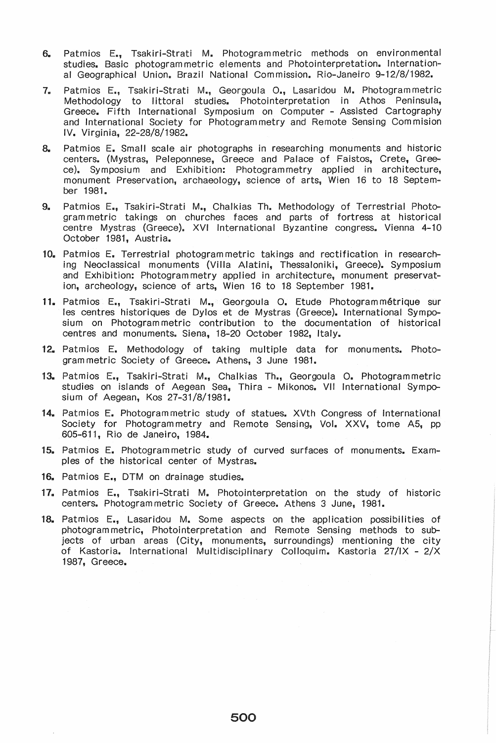6. Patmios E., Tsakiri-Strati M. Photogrammetric methods on environmental studies. Basic photogrammetric elements and Photointerpretation. International Geographical Union. Brazil National Commission. Rio-Janeiro 9-12/8/1982.

7. Patmios E., Tsakiri-Strati M., Georgoula O., Lasaridou M. Photogrammetric Methodology to littoral studies. Photointerpretation in Athos Peninsula, Greece. Fifth International Symposium on Computer - Assisted Cartography and International Society for Photogrammetry and Remote Sensing Commision IV. Virginia, 22-28/8/1982.

8. Patmios E. Small scale air photographs in researching monuments and historic centers. (Mystras, Peleponnese, Greece and Palace of Faistos, Crete, Greece). Symposium and Exhibition: Photogrammetry applied in architecture, monument Preservation, archaeology, science of arts, Wien 16 to 18 September 1981.

9. Patmios E., Tsakiri-Strati M., Chalkias Th. Methodology of Terrestrial Photogrammetric takings on churches faces and parts of fortress at historical centre Mystras (Greece). XVI International Byzantine congress. Vienna 4-10 October 1981, Austria.

10. Patmios E. Terrestrial photogrammetric takings and rectification in researching Neoclassical monuments (Villa Alatini, Thessaloniki, Greece). Symposium and Exhibition: Photogrammetry applied in architecture, monument preservation, archeology, science of arts, Wien 16 to 18 September 1981.

11. Patmios E., Tsakiri-Strati M., Georgoula O. Etude Photogrammétrique sur les centres historiques de Dylos et de Mystras (Greece). International Symposium on Photogrammetric contribution to the documentation of historical centres and monuments. Siena, 18-20 October 1982, Italy.

12. Patmios E. Methodology of taking multiple data for monuments. Photogrammetric Society of Greece. Athens, 3 June 1981.

13. Patmios E., Tsakiri-Strati M., Chalkias Th., Georgoula O. Photogrammetric studies on islands of Aegean Sea, Thira - Mikonos. VII International Symposium of Aegean, Kos 27-31/8/1981.

14. Patmios E. Photogrammetric study of statues. XVth Congress of International Society for Photogrammetry and Remote Sensing, Vol. XXV, tome A5, pp 605-611, Rio de Janeiro, 1984.

15. Patmios E. Photogrammetric study of curved surfaces of monuments. Examples of the historical center of Mystras.

16. Patmios E., DTM on drainage studies.

17. Patmios E., Tsakiri-Strati M. Photointerpretation on the study of historic centers. Photogrammetric Society of Greece. Athens 3 June, 1981.

18. Patmios E., Lasaridou M. Some aspects on the application possibilities of photogrammetric, Photointerpretation and Remote Sensing methods to subjects of urban areas (City, monuments, surroundings) mentioning the city of Kastoria. International Multidisciplinary Colloquim. Kastoria 27/IX - 2/X 1987, Greece.